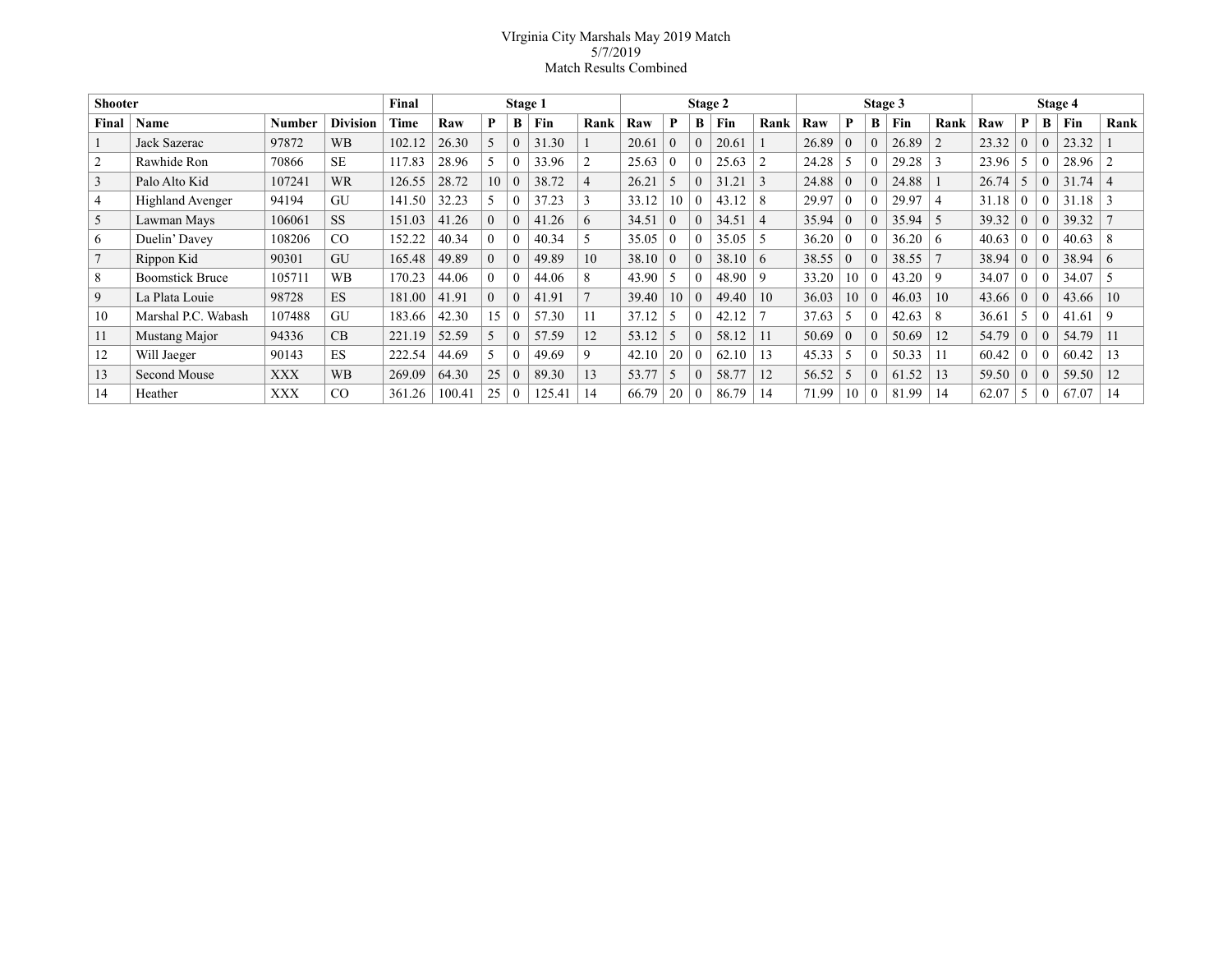VIrginia City Marshals May 2019 Match
5/7/2019
Match Results Combined

| Shooter | | | | Final | Stage 1 | | | | | Stage 2 | | | | | Stage 3 | | | | | Stage 4 | | | | |
|---|---|---|---|---|---|---|---|---|---|---|---|---|---|---|---|---|---|---|---|---|---|---|---|---|
| Final | Name | Number | Division | Time | Raw | P | B | Fin | Rank | Raw | P | B | Fin | Rank | Raw | P | B | Fin | Rank | Raw | P | B | Fin | Rank |
| 1 | Jack Sazerac | 97872 | WB | 102.12 | 26.30 | 5 | 0 | 31.30 | 1 | 20.61 | 0 | 0 | 20.61 | 1 | 26.89 | 0 | 0 | 26.89 | 2 | 23.32 | 0 | 0 | 23.32 | 1 |
| 2 | Rawhide Ron | 70866 | SE | 117.83 | 28.96 | 5 | 0 | 33.96 | 2 | 25.63 | 0 | 0 | 25.63 | 2 | 24.28 | 5 | 0 | 29.28 | 3 | 23.96 | 5 | 0 | 28.96 | 2 |
| 3 | Palo Alto Kid | 107241 | WR | 126.55 | 28.72 | 10 | 0 | 38.72 | 4 | 26.21 | 5 | 0 | 31.21 | 3 | 24.88 | 0 | 0 | 24.88 | 1 | 26.74 | 5 | 0 | 31.74 | 4 |
| 4 | Highland Avenger | 94194 | GU | 141.50 | 32.23 | 5 | 0 | 37.23 | 3 | 33.12 | 10 | 0 | 43.12 | 8 | 29.97 | 0 | 0 | 29.97 | 4 | 31.18 | 0 | 0 | 31.18 | 3 |
| 5 | Lawman Mays | 106061 | SS | 151.03 | 41.26 | 0 | 0 | 41.26 | 6 | 34.51 | 0 | 0 | 34.51 | 4 | 35.94 | 0 | 0 | 35.94 | 5 | 39.32 | 0 | 0 | 39.32 | 7 |
| 6 | Duelin' Davey | 108206 | CO | 152.22 | 40.34 | 0 | 0 | 40.34 | 5 | 35.05 | 0 | 0 | 35.05 | 5 | 36.20 | 0 | 0 | 36.20 | 6 | 40.63 | 0 | 0 | 40.63 | 8 |
| 7 | Rippon Kid | 90301 | GU | 165.48 | 49.89 | 0 | 0 | 49.89 | 10 | 38.10 | 0 | 0 | 38.10 | 6 | 38.55 | 0 | 0 | 38.55 | 7 | 38.94 | 0 | 0 | 38.94 | 6 |
| 8 | Boomstick Bruce | 105711 | WB | 170.23 | 44.06 | 0 | 0 | 44.06 | 8 | 43.90 | 5 | 0 | 48.90 | 9 | 33.20 | 10 | 0 | 43.20 | 9 | 34.07 | 0 | 0 | 34.07 | 5 |
| 9 | La Plata Louie | 98728 | ES | 181.00 | 41.91 | 0 | 0 | 41.91 | 7 | 39.40 | 10 | 0 | 49.40 | 10 | 36.03 | 10 | 0 | 46.03 | 10 | 43.66 | 0 | 0 | 43.66 | 10 |
| 10 | Marshal P.C. Wabash | 107488 | GU | 183.66 | 42.30 | 15 | 0 | 57.30 | 11 | 37.12 | 5 | 0 | 42.12 | 7 | 37.63 | 5 | 0 | 42.63 | 8 | 36.61 | 5 | 0 | 41.61 | 9 |
| 11 | Mustang Major | 94336 | CB | 221.19 | 52.59 | 5 | 0 | 57.59 | 12 | 53.12 | 5 | 0 | 58.12 | 11 | 50.69 | 0 | 0 | 50.69 | 12 | 54.79 | 0 | 0 | 54.79 | 11 |
| 12 | Will Jaeger | 90143 | ES | 222.54 | 44.69 | 5 | 0 | 49.69 | 9 | 42.10 | 20 | 0 | 62.10 | 13 | 45.33 | 5 | 0 | 50.33 | 11 | 60.42 | 0 | 0 | 60.42 | 13 |
| 13 | Second Mouse | XXX | WB | 269.09 | 64.30 | 25 | 0 | 89.30 | 13 | 53.77 | 5 | 0 | 58.77 | 12 | 56.52 | 5 | 0 | 61.52 | 13 | 59.50 | 0 | 0 | 59.50 | 12 |
| 14 | Heather | XXX | CO | 361.26 | 100.41 | 25 | 0 | 125.41 | 14 | 66.79 | 20 | 0 | 86.79 | 14 | 71.99 | 10 | 0 | 81.99 | 14 | 62.07 | 5 | 0 | 67.07 | 14 |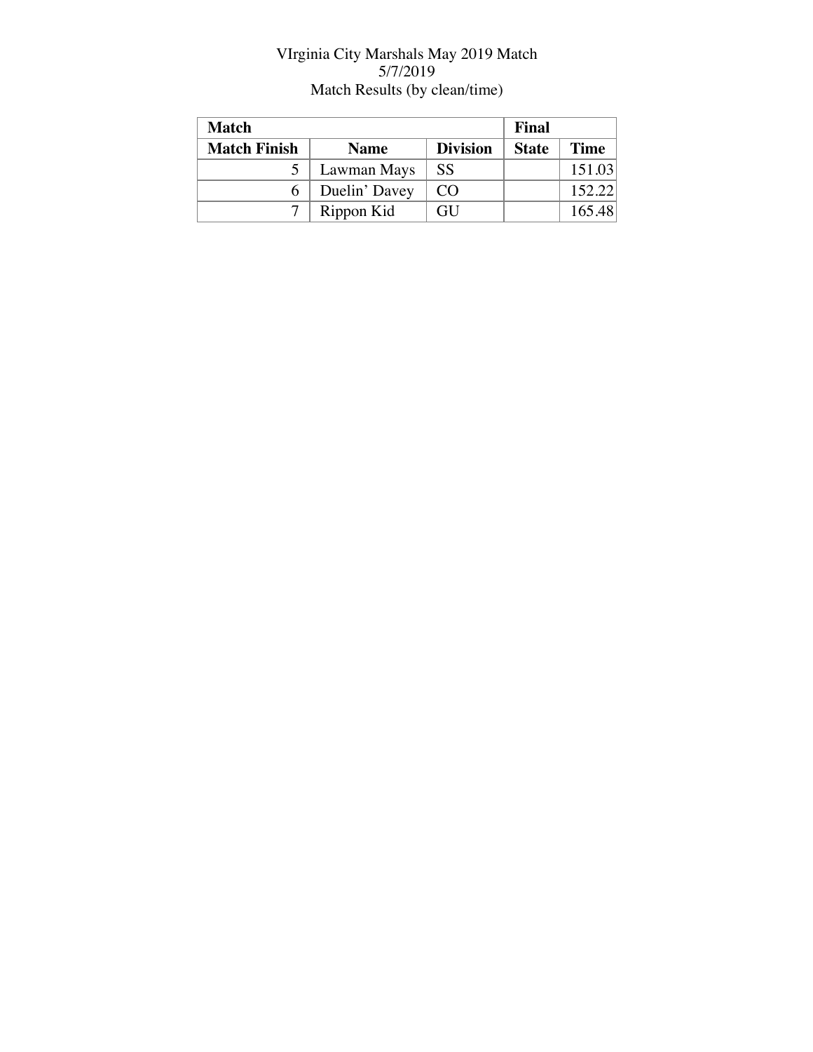VIrginia City Marshals May 2019 Match
5/7/2019
Match Results (by clean/time)

| Match | | | Final | |
|---|---|---|---|---|
| **Match Finish** | **Name** | **Division** | **State** | **Time** |
| 5 | Lawman Mays | SS | | 151.03 |
| 6 | Duelin' Davey | CO | | 152.22 |
| 7 | Rippon Kid | GU | | 165.48 |